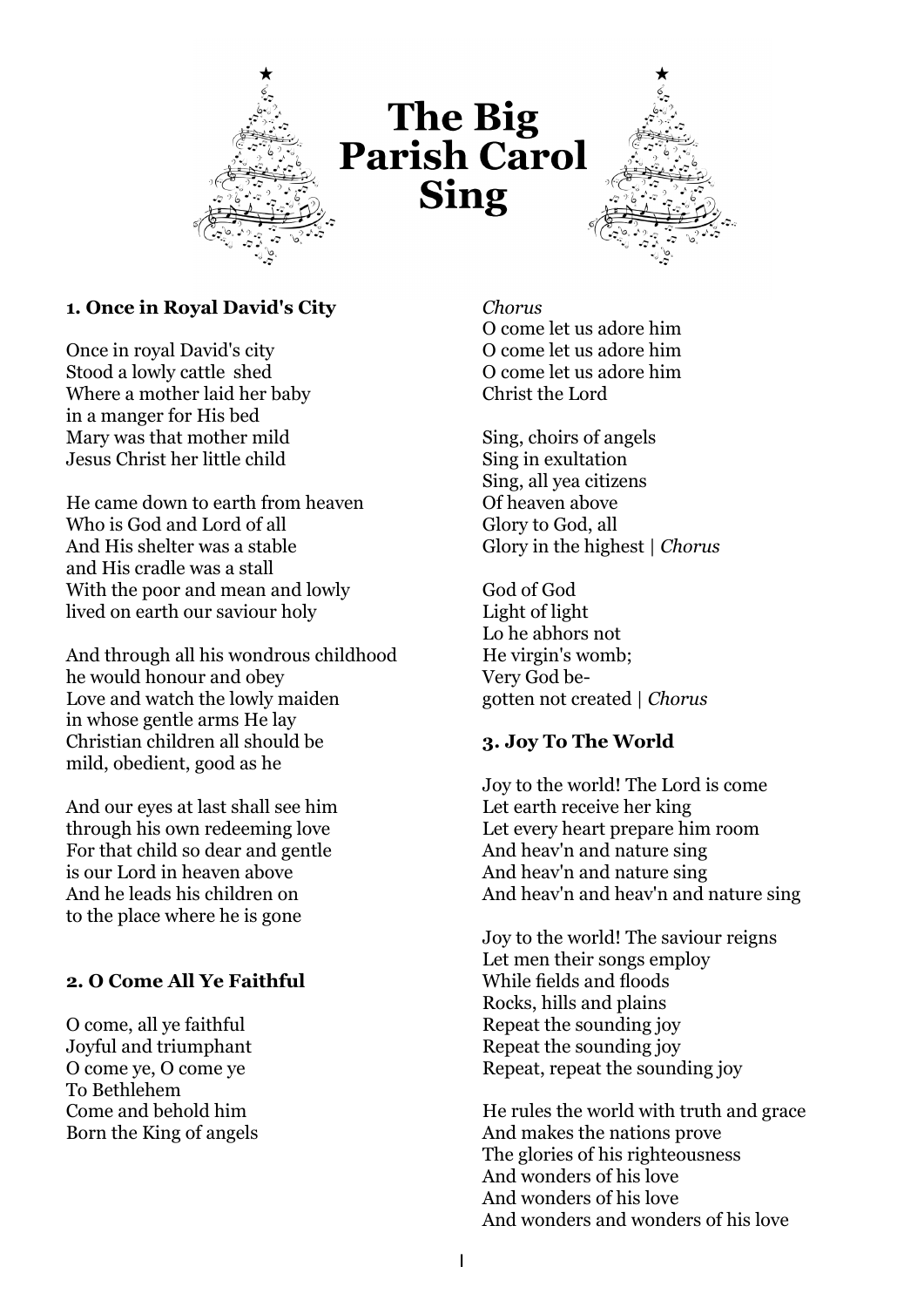# The Big Parish Carol Sing

### 1. Once in Royal David's City

Once in royal David's city
Stood a lowly cattle shed
Where a mother laid her baby
in a manger for His bed
Mary was that mother mild
Jesus Christ her little child

He came down to earth from heaven
Who is God and Lord of all
And His shelter was a stable
and His cradle was a stall
With the poor and mean and lowly
lived on earth our saviour holy

And through all his wondrous childhood
he would honour and obey
Love and watch the lowly maiden
in whose gentle arms He lay
Christian children all should be
mild, obedient, good as he

And our eyes at last shall see him
through his own redeeming love
For that child so dear and gentle
is our Lord in heaven above
And he leads his children on
to the place where he is gone

### 2. O Come All Ye Faithful

O come, all ye faithful
Joyful and triumphant
O come ye, O come ye
To Bethlehem
Come and behold him
Born the King of angels

*Chorus*
O come let us adore him
O come let us adore him
O come let us adore him
Christ the Lord

Sing, choirs of angels
Sing in exultation
Sing, all yea citizens
Of heaven above
Glory to God, all
Glory in the highest | *Chorus*

God of God
Light of light
Lo he abhors not
He virgin's womb;
Very God be-
gotten not created | *Chorus*

### 3. Joy To The World

Joy to the world! The Lord is come
Let earth receive her king
Let every heart prepare him room
And heav'n and nature sing
And heav'n and nature sing
And heav'n and heav'n and nature sing

Joy to the world! The saviour reigns
Let men their songs employ
While fields and floods
Rocks, hills and plains
Repeat the sounding joy
Repeat the sounding joy
Repeat, repeat the sounding joy

He rules the world with truth and grace
And makes the nations prove
The glories of his righteousness
And wonders of his love
And wonders of his love
And wonders and wonders of his love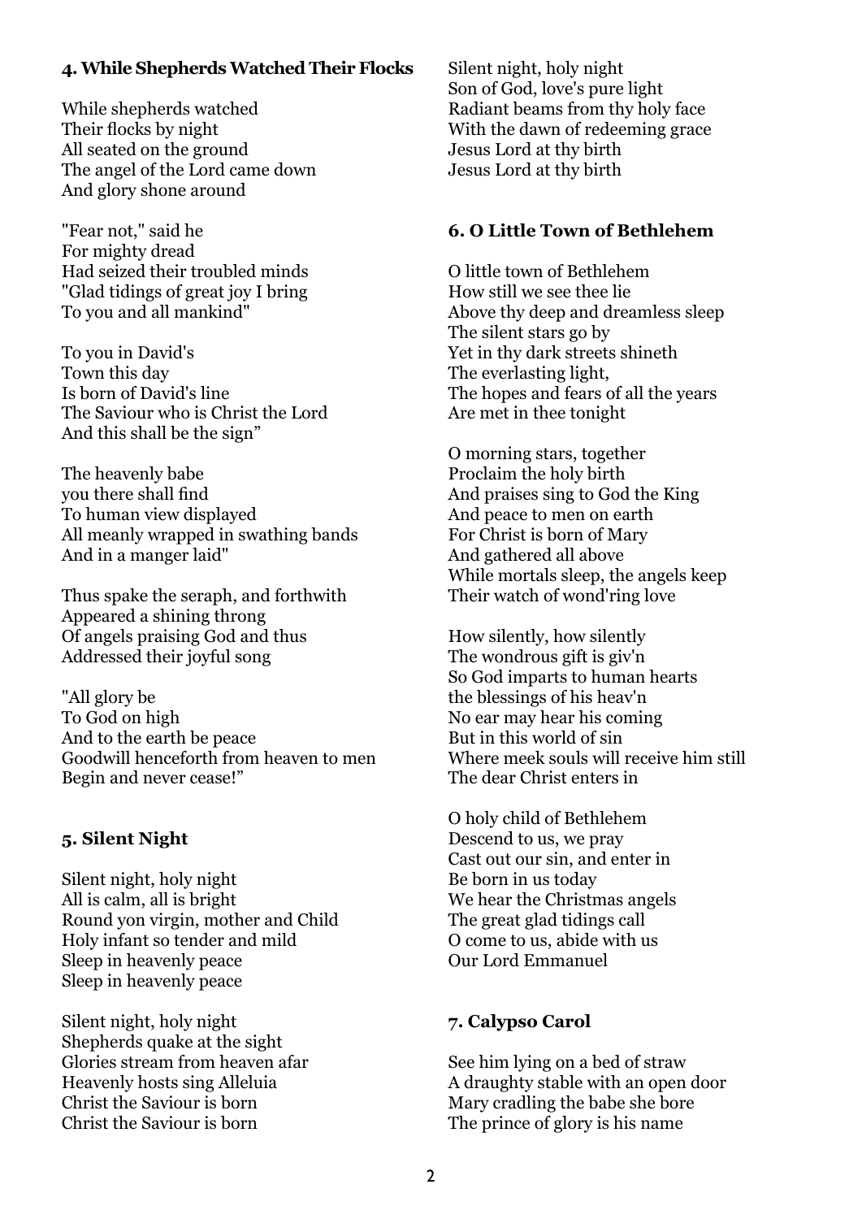#### 4. While Shepherds Watched Their Flocks

While shepherds watched
Their flocks by night
All seated on the ground
The angel of the Lord came down
And glory shone around

"Fear not," said he
For mighty dread
Had seized their troubled minds
"Glad tidings of great joy I bring
To you and all mankind"

To you in David's
Town this day
Is born of David's line
The Saviour who is Christ the Lord
And this shall be the sign"

The heavenly babe
you there shall find
To human view displayed
All meanly wrapped in swathing bands
And in a manger laid"

Thus spake the seraph, and forthwith
Appeared a shining throng
Of angels praising God and thus
Addressed their joyful song

"All glory be
To God on high
And to the earth be peace
Goodwill henceforth from heaven to men
Begin and never cease!"

#### 5. Silent Night

Silent night, holy night
All is calm, all is bright
Round yon virgin, mother and Child
Holy infant so tender and mild
Sleep in heavenly peace
Sleep in heavenly peace

Silent night, holy night
Shepherds quake at the sight
Glories stream from heaven afar
Heavenly hosts sing Alleluia
Christ the Saviour is born
Christ the Saviour is born

Silent night, holy night
Son of God, love's pure light
Radiant beams from thy holy face
With the dawn of redeeming grace
Jesus Lord at thy birth
Jesus Lord at thy birth

#### 6. O Little Town of Bethlehem

O little town of Bethlehem
How still we see thee lie
Above thy deep and dreamless sleep
The silent stars go by
Yet in thy dark streets shineth
The everlasting light,
The hopes and fears of all the years
Are met in thee tonight

O morning stars, together
Proclaim the holy birth
And praises sing to God the King
And peace to men on earth
For Christ is born of Mary
And gathered all above
While mortals sleep, the angels keep
Their watch of wond'ring love

How silently, how silently
The wondrous gift is giv'n
So God imparts to human hearts
the blessings of his heav'n
No ear may hear his coming
But in this world of sin
Where meek souls will receive him still
The dear Christ enters in

O holy child of Bethlehem
Descend to us, we pray
Cast out our sin, and enter in
Be born in us today
We hear the Christmas angels
The great glad tidings call
O come to us, abide with us
Our Lord Emmanuel

#### 7. Calypso Carol

See him lying on a bed of straw
A draughty stable with an open door
Mary cradling the babe she bore
The prince of glory is his name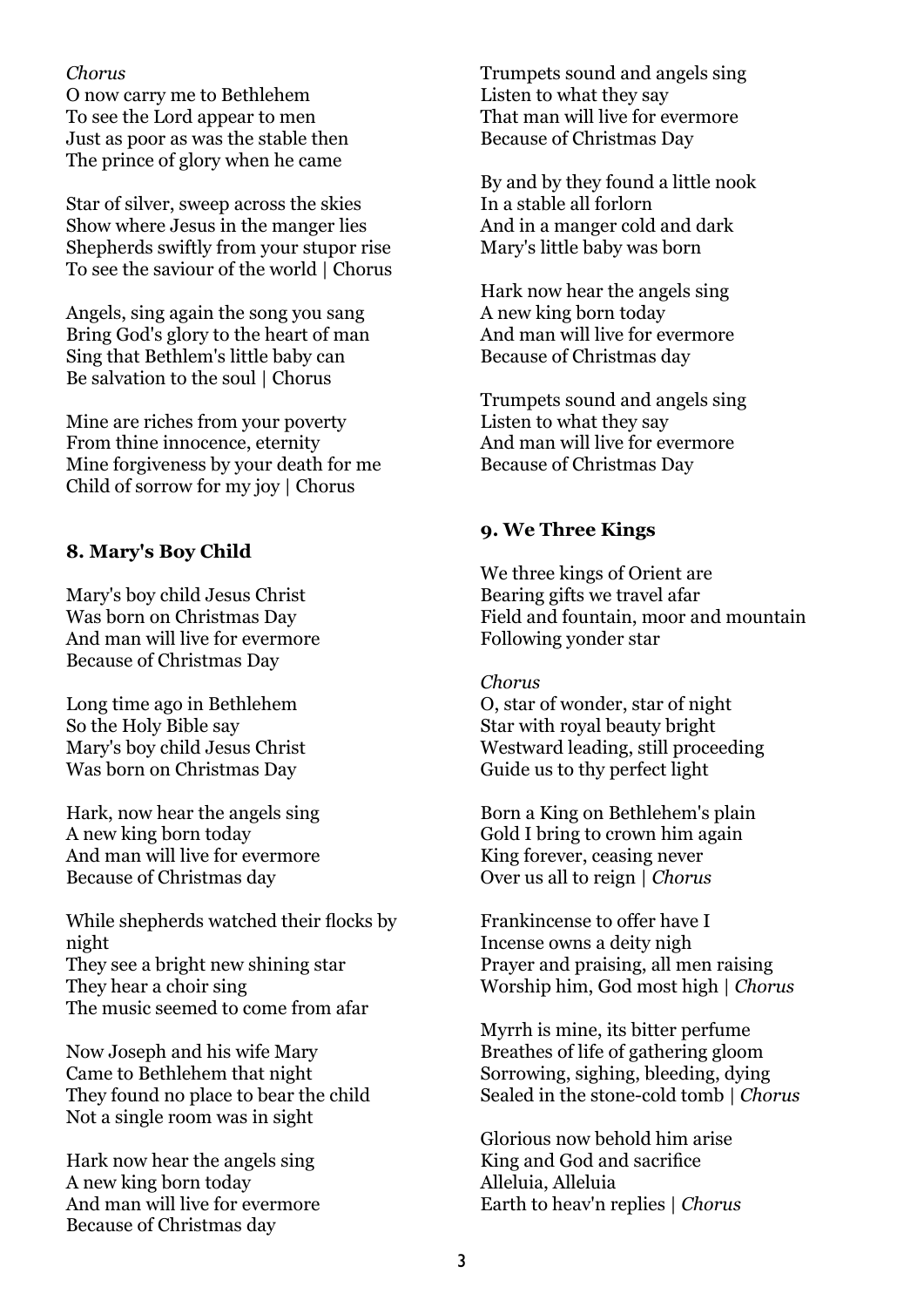*Chorus*
O now carry me to Bethlehem
To see the Lord appear to men
Just as poor as was the stable then
The prince of glory when he came

Star of silver, sweep across the skies
Show where Jesus in the manger lies
Shepherds swiftly from your stupor rise
To see the saviour of the world | Chorus

Angels, sing again the song you sang
Bring God's glory to the heart of man
Sing that Bethlem's little baby can
Be salvation to the soul | Chorus

Mine are riches from your poverty
From thine innocence, eternity
Mine forgiveness by your death for me
Child of sorrow for my joy | Chorus

### 8. Mary's Boy Child

Mary's boy child Jesus Christ
Was born on Christmas Day
And man will live for evermore
Because of Christmas Day

Long time ago in Bethlehem
So the Holy Bible say
Mary's boy child Jesus Christ
Was born on Christmas Day

Hark, now hear the angels sing
A new king born today
And man will live for evermore
Because of Christmas day

While shepherds watched their flocks by night
They see a bright new shining star
They hear a choir sing
The music seemed to come from afar

Now Joseph and his wife Mary
Came to Bethlehem that night
They found no place to bear the child
Not a single room was in sight

Hark now hear the angels sing
A new king born today
And man will live for evermore
Because of Christmas day

Trumpets sound and angels sing
Listen to what they say
That man will live for evermore
Because of Christmas Day

By and by they found a little nook
In a stable all forlorn
And in a manger cold and dark
Mary's little baby was born

Hark now hear the angels sing
A new king born today
And man will live for evermore
Because of Christmas day

Trumpets sound and angels sing
Listen to what they say
And man will live for evermore
Because of Christmas Day

### 9. We Three Kings

We three kings of Orient are
Bearing gifts we travel afar
Field and fountain, moor and mountain
Following yonder star

*Chorus*
O, star of wonder, star of night
Star with royal beauty bright
Westward leading, still proceeding
Guide us to thy perfect light

Born a King on Bethlehem's plain
Gold I bring to crown him again
King forever, ceasing never
Over us all to reign | *Chorus*

Frankincense to offer have I
Incense owns a deity nigh
Prayer and praising, all men raising
Worship him, God most high | *Chorus*

Myrrh is mine, its bitter perfume
Breathes of life of gathering gloom
Sorrowing, sighing, bleeding, dying
Sealed in the stone-cold tomb | *Chorus*

Glorious now behold him arise
King and God and sacrifice
Alleluia, Alleluia
Earth to heav'n replies | *Chorus*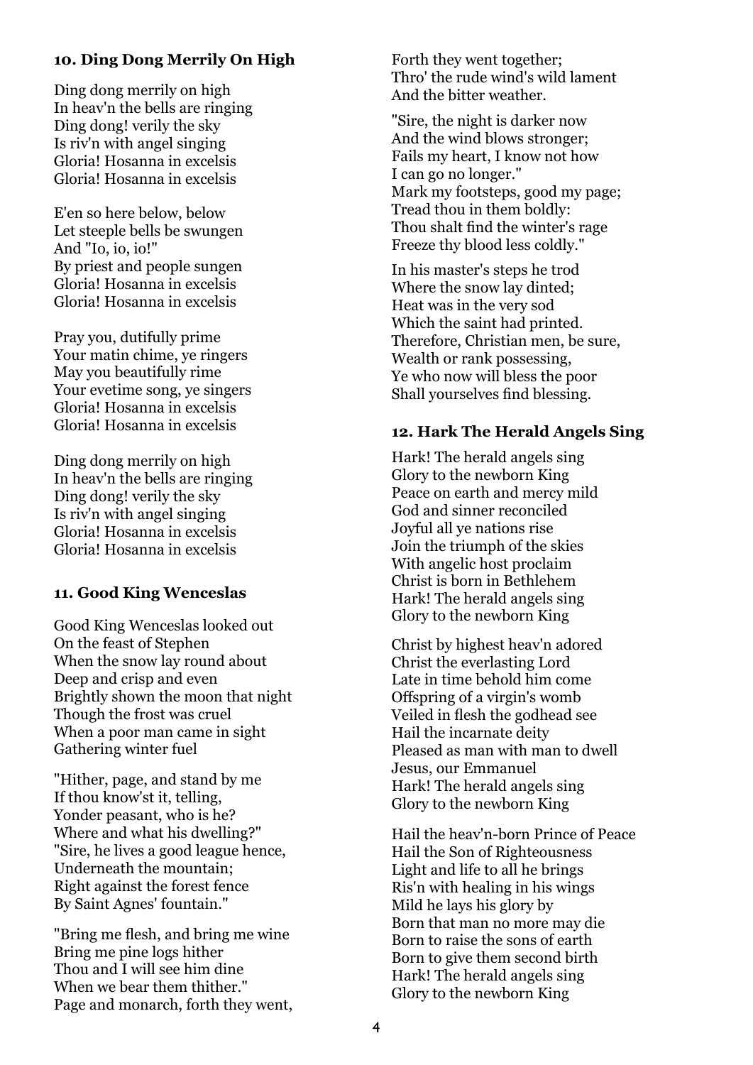#### 10. Ding Dong Merrily On High

Ding dong merrily on high
In heav'n the bells are ringing
Ding dong! verily the sky
Is riv'n with angel singing
Gloria! Hosanna in excelsis
Gloria! Hosanna in excelsis

E'en so here below, below
Let steeple bells be swungen
And "Io, io, io!"
By priest and people sungen
Gloria! Hosanna in excelsis
Gloria! Hosanna in excelsis

Pray you, dutifully prime
Your matin chime, ye ringers
May you beautifully rime
Your evetime song, ye singers
Gloria! Hosanna in excelsis
Gloria! Hosanna in excelsis

Ding dong merrily on high
In heav'n the bells are ringing
Ding dong! verily the sky
Is riv'n with angel singing
Gloria! Hosanna in excelsis
Gloria! Hosanna in excelsis

#### 11. Good King Wenceslas

Good King Wenceslas looked out
On the feast of Stephen
When the snow lay round about
Deep and crisp and even
Brightly shown the moon that night
Though the frost was cruel
When a poor man came in sight
Gathering winter fuel

"Hither, page, and stand by me
If thou know'st it, telling,
Yonder peasant, who is he?
Where and what his dwelling?"
"Sire, he lives a good league hence,
Underneath the mountain;
Right against the forest fence
By Saint Agnes' fountain."

"Bring me flesh, and bring me wine
Bring me pine logs hither
Thou and I will see him dine
When we bear them thither."
Page and monarch, forth they went,
Forth they went together;
Thro' the rude wind's wild lament
And the bitter weather.

"Sire, the night is darker now
And the wind blows stronger;
Fails my heart, I know not how
I can go no longer."
Mark my footsteps, good my page;
Tread thou in them boldly:
Thou shalt find the winter's rage
Freeze thy blood less coldly."

In his master's steps he trod
Where the snow lay dinted;
Heat was in the very sod
Which the saint had printed.
Therefore, Christian men, be sure,
Wealth or rank possessing,
Ye who now will bless the poor
Shall yourselves find blessing.

#### 12. Hark The Herald Angels Sing

Hark! The herald angels sing
Glory to the newborn King
Peace on earth and mercy mild
God and sinner reconciled
Joyful all ye nations rise
Join the triumph of the skies
With angelic host proclaim
Christ is born in Bethlehem
Hark! The herald angels sing
Glory to the newborn King

Christ by highest heav'n adored
Christ the everlasting Lord
Late in time behold him come
Offspring of a virgin's womb
Veiled in flesh the godhead see
Hail the incarnate deity
Pleased as man with man to dwell
Jesus, our Emmanuel
Hark! The herald angels sing
Glory to the newborn King

Hail the heav'n-born Prince of Peace
Hail the Son of Righteousness
Light and life to all he brings
Ris'n with healing in his wings
Mild he lays his glory by
Born that man no more may die
Born to raise the sons of earth
Born to give them second birth
Hark! The herald angels sing
Glory to the newborn King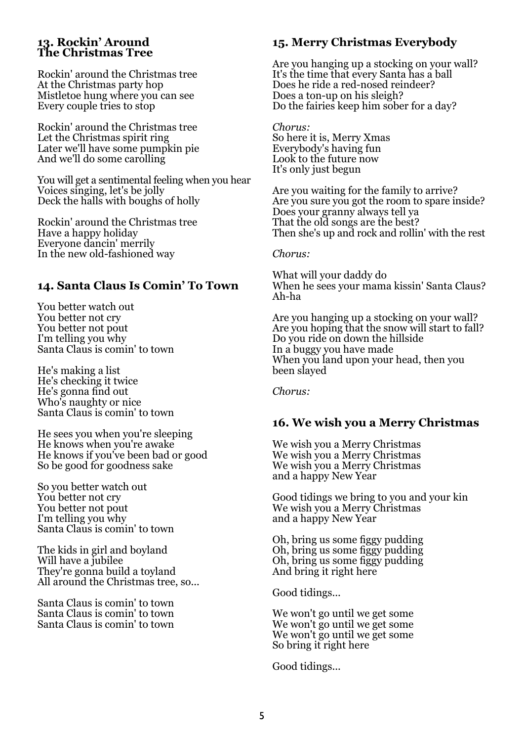## 13. Rockin' Around The Christmas Tree

Rockin' around the Christmas tree
At the Christmas party hop
Mistletoe hung where you can see
Every couple tries to stop

Rockin' around the Christmas tree
Let the Christmas spirit ring
Later we'll have some pumpkin pie
And we'll do some carolling

You will get a sentimental feeling when you hear
Voices singing, let's be jolly
Deck the halls with boughs of holly

Rockin' around the Christmas tree
Have a happy holiday
Everyone dancin' merrily
In the new old-fashioned way

## 14. Santa Claus Is Comin' To Town

You better watch out
You better not cry
You better not pout
I'm telling you why
Santa Claus is comin' to town

He's making a list
He's checking it twice
He's gonna find out
Who's naughty or nice
Santa Claus is comin' to town

He sees you when you're sleeping
He knows when you're awake
He knows if you've been bad or good
So be good for goodness sake

So you better watch out
You better not cry
You better not pout
I'm telling you why
Santa Claus is comin' to town

The kids in girl and boyland
Will have a jubilee
They're gonna build a toyland
All around the Christmas tree, so...

Santa Claus is comin' to town
Santa Claus is comin' to town
Santa Claus is comin' to town

## 15. Merry Christmas Everybody

Are you hanging up a stocking on your wall?
It's the time that every Santa has a ball
Does he ride a red-nosed reindeer?
Does a ton-up on his sleigh?
Do the fairies keep him sober for a day?

*Chorus:*
So here it is, Merry Xmas
Everybody's having fun
Look to the future now
It's only just begun

Are you waiting for the family to arrive?
Are you sure you got the room to spare inside?
Does your granny always tell ya
That the old songs are the best?
Then she's up and rock and rollin' with the rest

*Chorus:*

What will your daddy do
When he sees your mama kissin' Santa Claus?
Ah-ha

Are you hanging up a stocking on your wall?
Are you hoping that the snow will start to fall?
Do you ride on down the hillside
In a buggy you have made
When you land upon your head, then you been slayed

*Chorus:*

## 16. We wish you a Merry Christmas

We wish you a Merry Christmas
We wish you a Merry Christmas
We wish you a Merry Christmas
and a happy New Year

Good tidings we bring to you and your kin
We wish you a Merry Christmas
and a happy New Year

Oh, bring us some figgy pudding
Oh, bring us some figgy pudding
Oh, bring us some figgy pudding
And bring it right here

Good tidings...

We won't go until we get some
We won't go until we get some
We won't go until we get some
So bring it right here

Good tidings...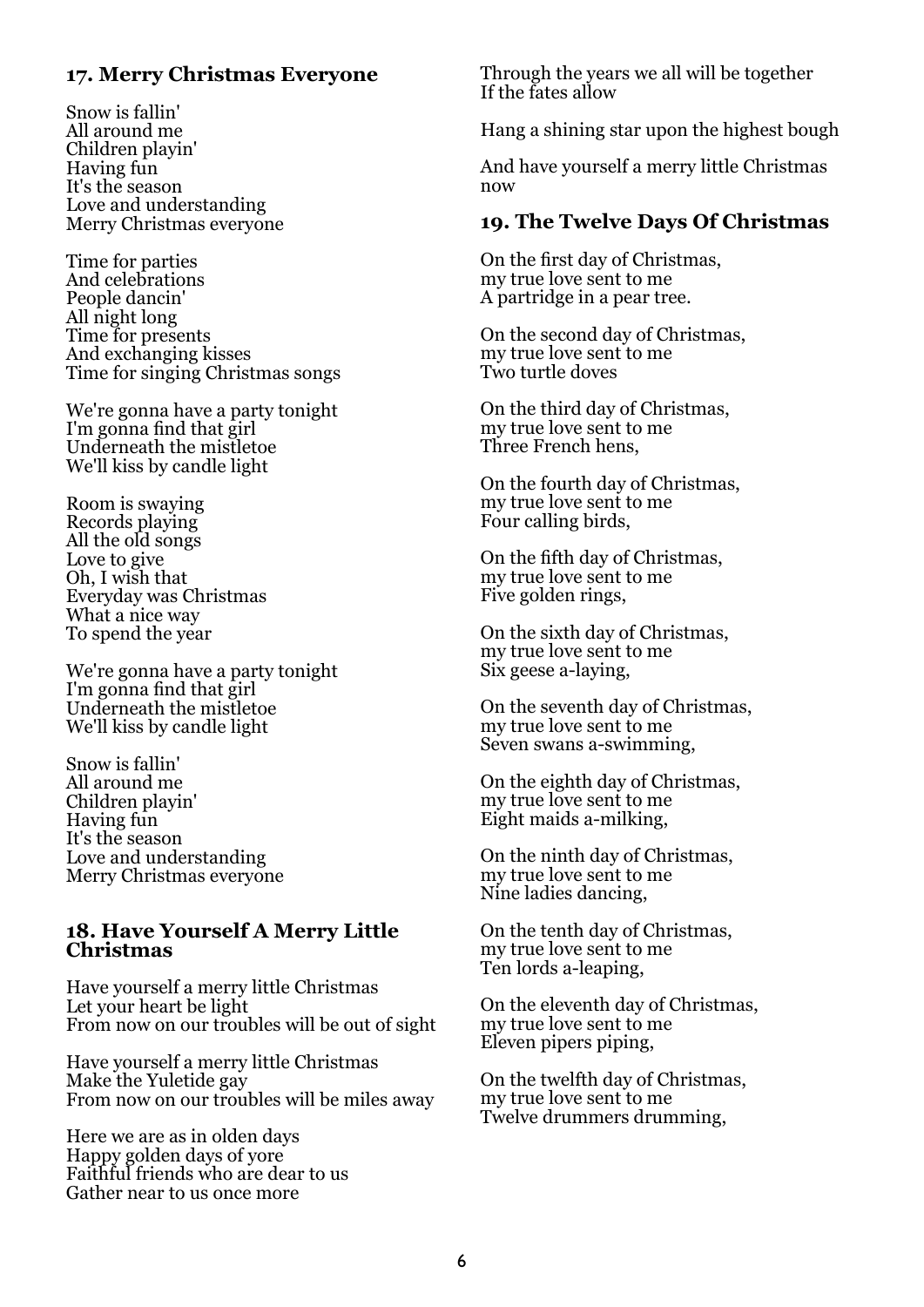### 17. Merry Christmas Everyone

Snow is fallin'
All around me
Children playin'
Having fun
It's the season
Love and understanding
Merry Christmas everyone

Time for parties
And celebrations
People dancin'
All night long
Time for presents
And exchanging kisses
Time for singing Christmas songs

We're gonna have a party tonight
I'm gonna find that girl
Underneath the mistletoe
We'll kiss by candle light

Room is swaying
Records playing
All the old songs
Love to give
Oh, I wish that
Everyday was Christmas
What a nice way
To spend the year

We're gonna have a party tonight
I'm gonna find that girl
Underneath the mistletoe
We'll kiss by candle light

Snow is fallin'
All around me
Children playin'
Having fun
It's the season
Love and understanding
Merry Christmas everyone

### 18. Have Yourself A Merry Little Christmas

Have yourself a merry little Christmas
Let your heart be light
From now on our troubles will be out of sight

Have yourself a merry little Christmas
Make the Yuletide gay
From now on our troubles will be miles away

Here we are as in olden days
Happy golden days of yore
Faithful friends who are dear to us
Gather near to us once more

Through the years we all will be together
If the fates allow

Hang a shining star upon the highest bough

And have yourself a merry little Christmas now

### 19. The Twelve Days Of Christmas

On the first day of Christmas,
my true love sent to me
A partridge in a pear tree.

On the second day of Christmas,
my true love sent to me
Two turtle doves

On the third day of Christmas,
my true love sent to me
Three French hens,

On the fourth day of Christmas,
my true love sent to me
Four calling birds,

On the fifth day of Christmas,
my true love sent to me
Five golden rings,

On the sixth day of Christmas,
my true love sent to me
Six geese a-laying,

On the seventh day of Christmas,
my true love sent to me
Seven swans a-swimming,

On the eighth day of Christmas,
my true love sent to me
Eight maids a-milking,

On the ninth day of Christmas,
my true love sent to me
Nine ladies dancing,

On the tenth day of Christmas,
my true love sent to me
Ten lords a-leaping,

On the eleventh day of Christmas,
my true love sent to me
Eleven pipers piping,

On the twelfth day of Christmas,
my true love sent to me
Twelve drummers drumming,